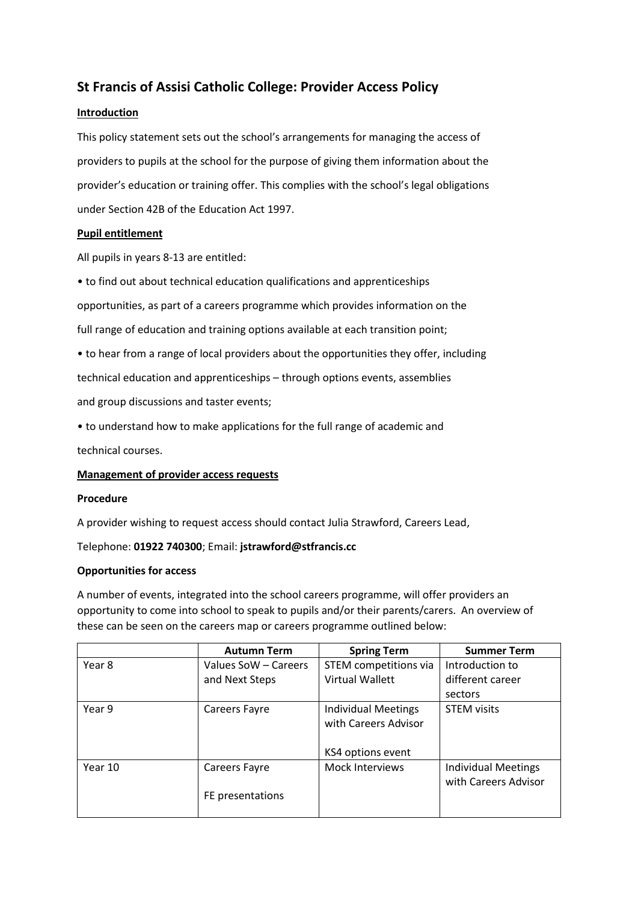# St Francis of Assisi Catholic College: Provider Access Policy

**Introduction**

This policy statement sets out the school's arrangements for managing the access of providers to pupils at the school for the purpose of giving them information about the provider's education or training offer. This complies with the school's legal obligations under Section 42B of the Education Act 1997.

**Pupil entitlement**

All pupils in years 8-13 are entitled:

- to find out about technical education qualifications and apprenticeships opportunities, as part of a careers programme which provides information on the full range of education and training options available at each transition point;
- to hear from a range of local providers about the opportunities they offer, including technical education and apprenticeships – through options events, assemblies and group discussions and taster events;
- to understand how to make applications for the full range of academic and technical courses.

**Management of provider access requests**

**Procedure**

A provider wishing to request access should contact Julia Strawford, Careers Lead,

Telephone: **01922 740300**; Email: **jstrawford@stfrancis.cc**

**Opportunities for access**

A number of events, integrated into the school careers programme, will offer providers an opportunity to come into school to speak to pupils and/or their parents/carers. An overview of these can be seen on the careers map or careers programme outlined below:

| | Autumn Term | Spring Term | Summer Term |
|---|---|---|---|
| Year 8 | Values SoW – Careers and Next Steps | STEM competitions via Virtual Wallett | Introduction to different career sectors |
| Year 9 | Careers Fayre | Individual Meetings with Careers Advisor<br><br>KS4 options event | STEM visits |
| Year 10 | Careers Fayre<br><br>FE presentations | Mock Interviews | Individual Meetings with Careers Advisor |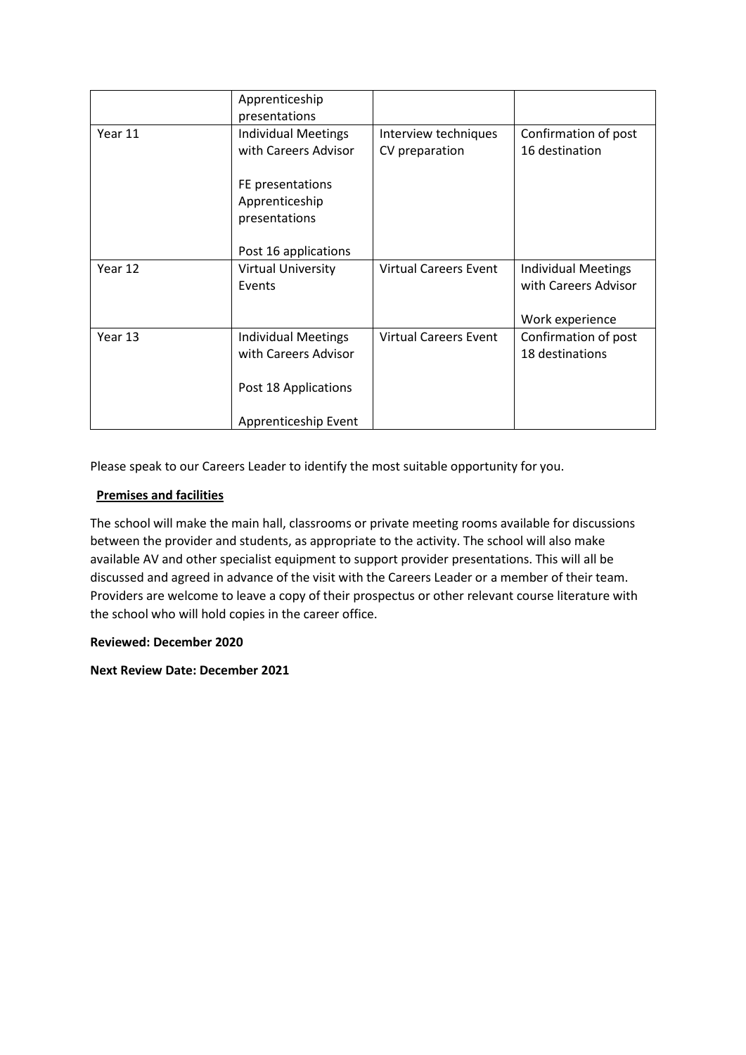| | | | |
|---|---|---|---|
| | Apprenticeship presentations | | |
| Year 11 | Individual Meetings with Careers Advisor<br><br>FE presentations<br>Apprenticeship presentations<br><br>Post 16 applications | Interview techniques<br>CV preparation | Confirmation of post 16 destination |
| Year 12 | Virtual University Events | Virtual Careers Event | Individual Meetings with Careers Advisor<br><br>Work experience |
| Year 13 | Individual Meetings with Careers Advisor<br><br>Post 18 Applications<br><br>Apprenticeship Event | Virtual Careers Event | Confirmation of post 18 destinations |

Please speak to our Careers Leader to identify the most suitable opportunity for you.

**Premises and facilities**

The school will make the main hall, classrooms or private meeting rooms available for discussions between the provider and students, as appropriate to the activity. The school will also make available AV and other specialist equipment to support provider presentations. This will all be discussed and agreed in advance of the visit with the Careers Leader or a member of their team. Providers are welcome to leave a copy of their prospectus or other relevant course literature with the school who will hold copies in the career office.

**Reviewed: December 2020**

**Next Review Date: December 2021**